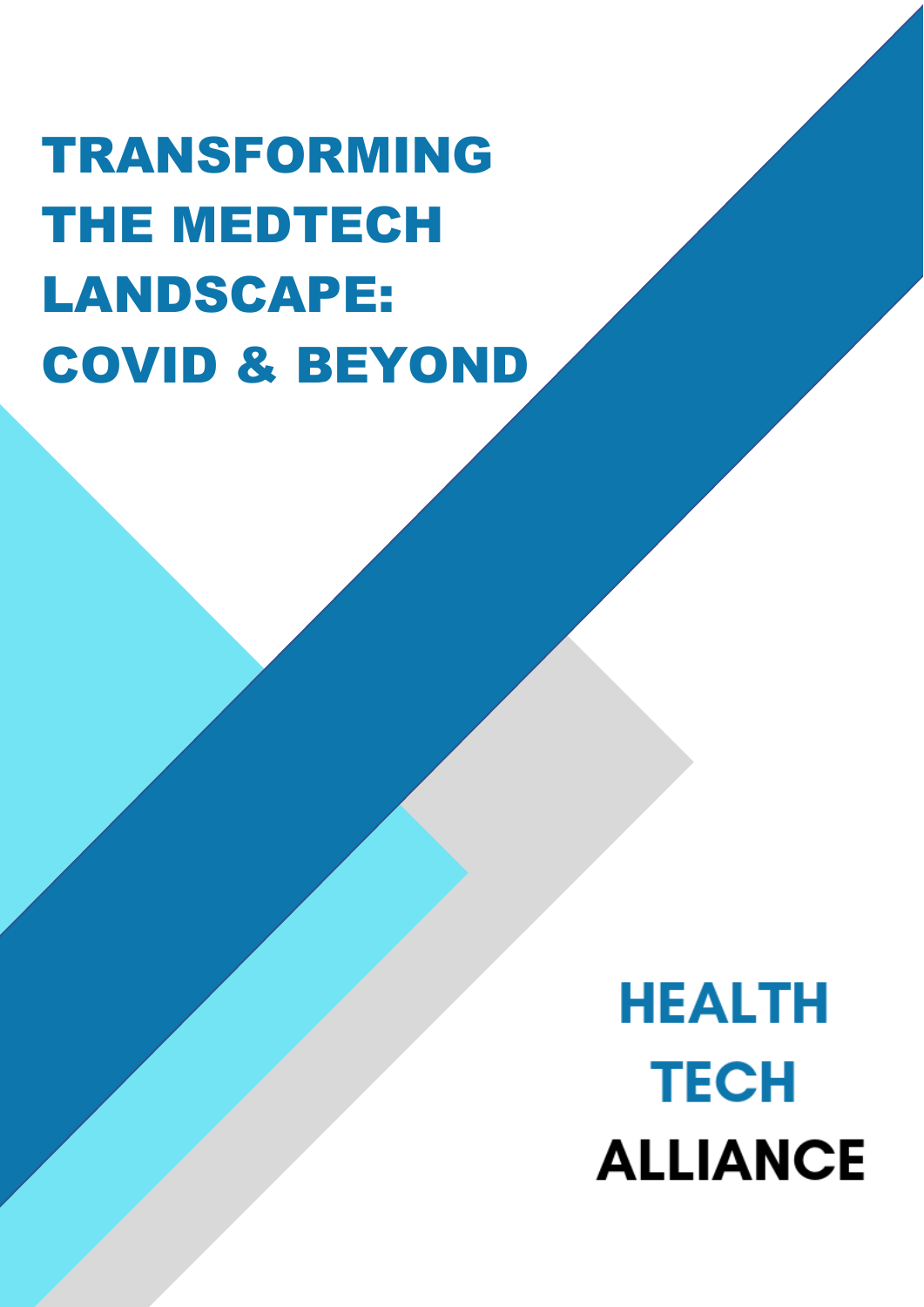# TRANSFORMING THE MEDTECH LANDSCAPE: COVID & BEYOND

HEALTH TECH ALLIANCE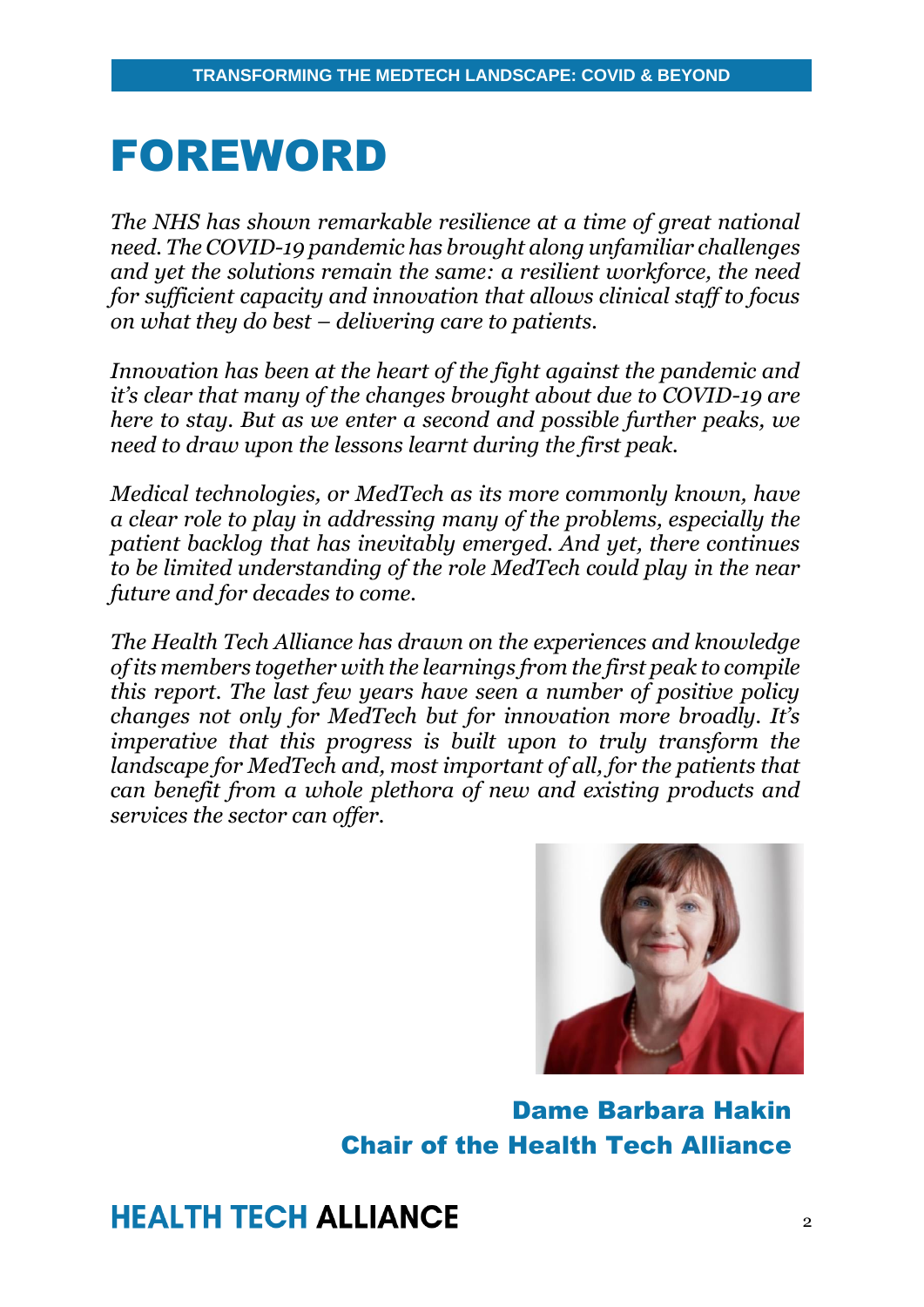# FOREWORD

*The NHS has shown remarkable resilience at a time of great national need. The COVID-19 pandemic has brought along unfamiliar challenges and yet the solutions remain the same: a resilient workforce, the need for sufficient capacity and innovation that allows clinical staff to focus on what they do best – delivering care to patients.*

*Innovation has been at the heart of the fight against the pandemic and it's clear that many of the changes brought about due to COVID-19 are here to stay. But as we enter a second and possible further peaks, we need to draw upon the lessons learnt during the first peak.*

*Medical technologies, or MedTech as its more commonly known, have a clear role to play in addressing many of the problems, especially the patient backlog that has inevitably emerged. And yet, there continues to be limited understanding of the role MedTech could play in the near future and for decades to come.*

*The Health Tech Alliance has drawn on the experiences and knowledge of its members together with the learnings from the first peak to compile this report. The last few years have seen a number of positive policy changes not only for MedTech but for innovation more broadly. It's imperative that this progress is built upon to truly transform the landscape for MedTech and, most important of all, for the patients that can benefit from a whole plethora of new and existing products and services the sector can offer.*

**Dame Barbara Hakin**
**Chair of the Health Tech Alliance**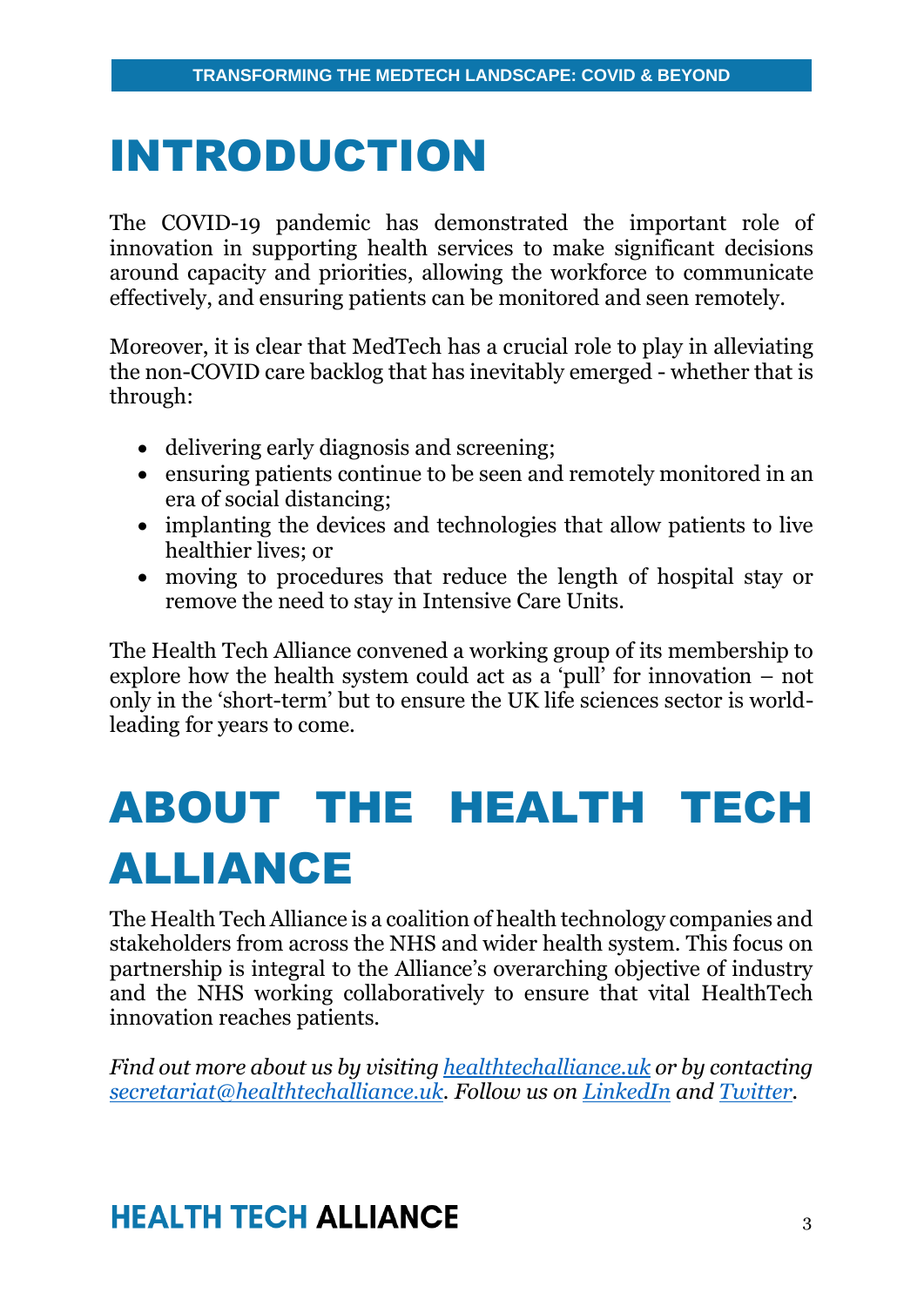# INTRODUCTION

The COVID-19 pandemic has demonstrated the important role of innovation in supporting health services to make significant decisions around capacity and priorities, allowing the workforce to communicate effectively, and ensuring patients can be monitored and seen remotely.

Moreover, it is clear that MedTech has a crucial role to play in alleviating the non-COVID care backlog that has inevitably emerged - whether that is through:

- delivering early diagnosis and screening;
- ensuring patients continue to be seen and remotely monitored in an era of social distancing;
- implanting the devices and technologies that allow patients to live healthier lives; or
- moving to procedures that reduce the length of hospital stay or remove the need to stay in Intensive Care Units.

The Health Tech Alliance convened a working group of its membership to explore how the health system could act as a 'pull' for innovation – not only in the 'short-term' but to ensure the UK life sciences sector is world-leading for years to come.

# ABOUT THE HEALTH TECH ALLIANCE

The Health Tech Alliance is a coalition of health technology companies and stakeholders from across the NHS and wider health system. This focus on partnership is integral to the Alliance's overarching objective of industry and the NHS working collaboratively to ensure that vital HealthTech innovation reaches patients.

*Find out more about us by visiting healthtechalliance.uk or by contacting secretariat@healthtechalliance.uk. Follow us on LinkedIn and Twitter.*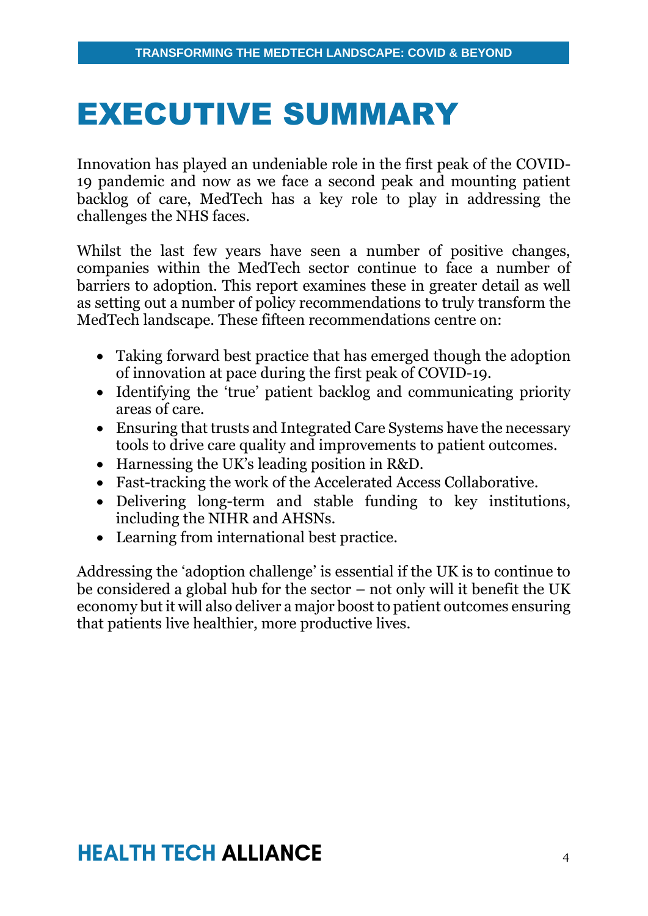# EXECUTIVE SUMMARY

Innovation has played an undeniable role in the first peak of the COVID-19 pandemic and now as we face a second peak and mounting patient backlog of care, MedTech has a key role to play in addressing the challenges the NHS faces.

Whilst the last few years have seen a number of positive changes, companies within the MedTech sector continue to face a number of barriers to adoption. This report examines these in greater detail as well as setting out a number of policy recommendations to truly transform the MedTech landscape. These fifteen recommendations centre on:

- Taking forward best practice that has emerged though the adoption of innovation at pace during the first peak of COVID-19.
- Identifying the 'true' patient backlog and communicating priority areas of care.
- Ensuring that trusts and Integrated Care Systems have the necessary tools to drive care quality and improvements to patient outcomes.
- Harnessing the UK's leading position in R&D.
- Fast-tracking the work of the Accelerated Access Collaborative.
- Delivering long-term and stable funding to key institutions, including the NIHR and AHSNs.
- Learning from international best practice.

Addressing the 'adoption challenge' is essential if the UK is to continue to be considered a global hub for the sector – not only will it benefit the UK economy but it will also deliver a major boost to patient outcomes ensuring that patients live healthier, more productive lives.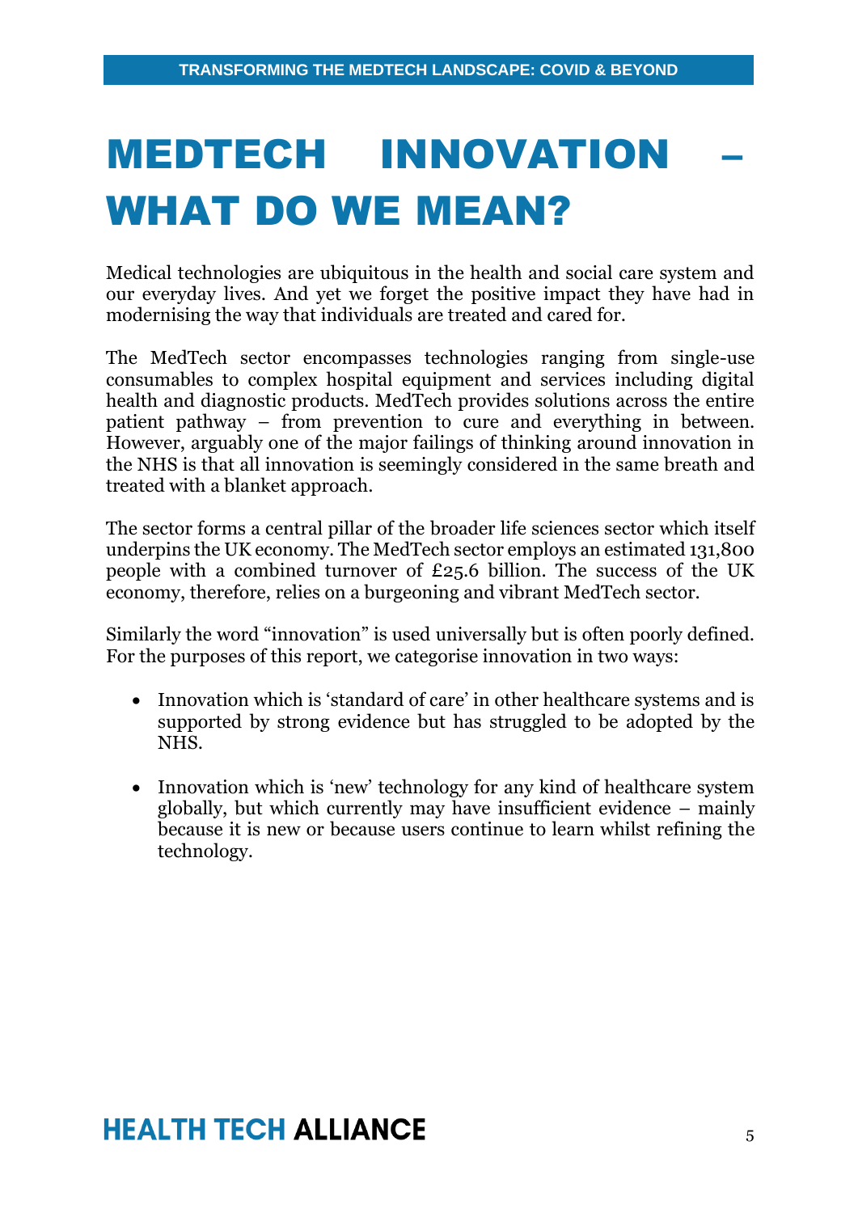# MEDTECH INNOVATION – WHAT DO WE MEAN?

Medical technologies are ubiquitous in the health and social care system and our everyday lives. And yet we forget the positive impact they have had in modernising the way that individuals are treated and cared for.

The MedTech sector encompasses technologies ranging from single-use consumables to complex hospital equipment and services including digital health and diagnostic products. MedTech provides solutions across the entire patient pathway – from prevention to cure and everything in between. However, arguably one of the major failings of thinking around innovation in the NHS is that all innovation is seemingly considered in the same breath and treated with a blanket approach.

The sector forms a central pillar of the broader life sciences sector which itself underpins the UK economy. The MedTech sector employs an estimated 131,800 people with a combined turnover of £25.6 billion. The success of the UK economy, therefore, relies on a burgeoning and vibrant MedTech sector.

Similarly the word "innovation" is used universally but is often poorly defined. For the purposes of this report, we categorise innovation in two ways:

- Innovation which is 'standard of care' in other healthcare systems and is supported by strong evidence but has struggled to be adopted by the NHS.
- Innovation which is 'new' technology for any kind of healthcare system globally, but which currently may have insufficient evidence – mainly because it is new or because users continue to learn whilst refining the technology.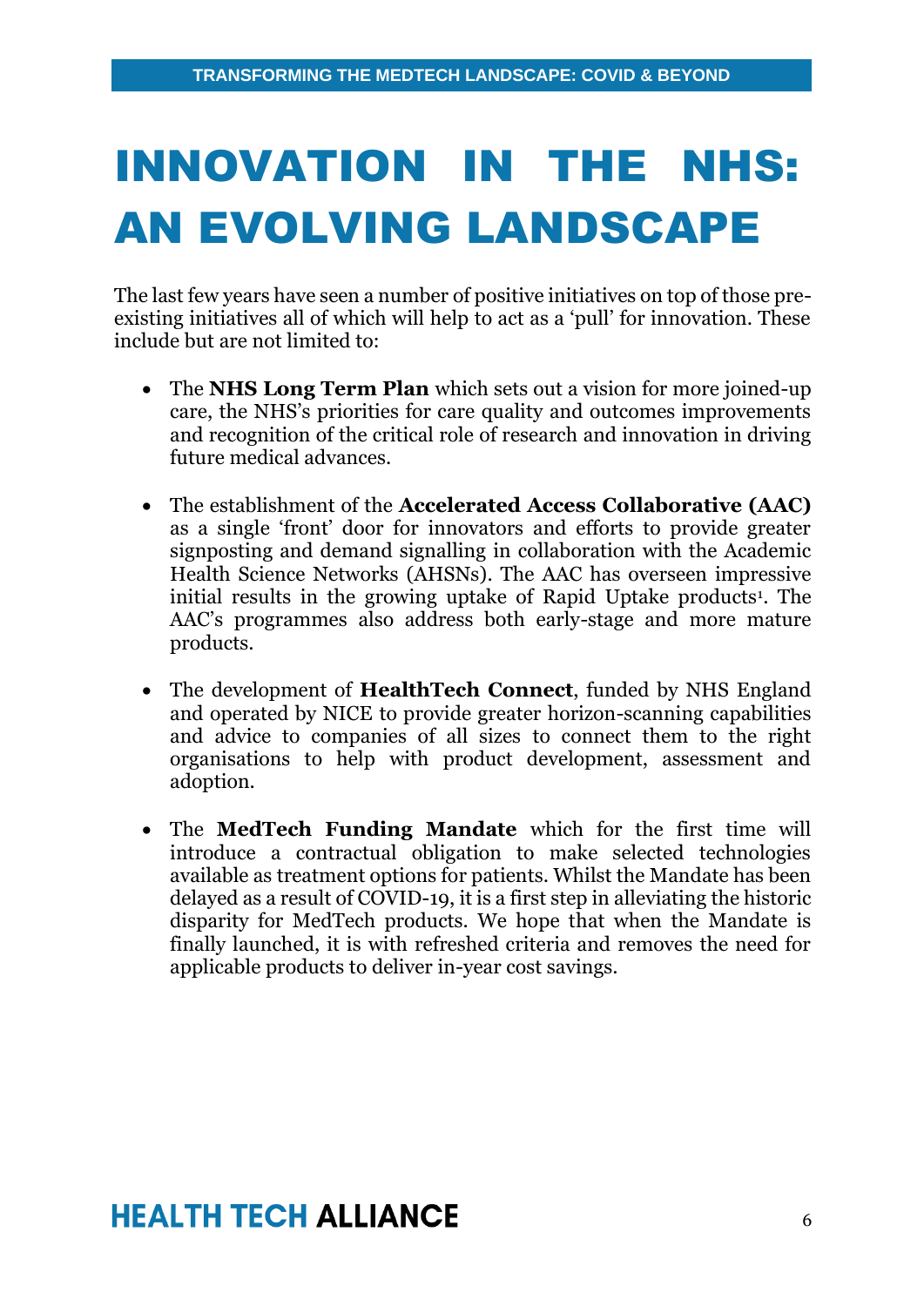# INNOVATION IN THE NHS: AN EVOLVING LANDSCAPE

The last few years have seen a number of positive initiatives on top of those pre-existing initiatives all of which will help to act as a 'pull' for innovation. These include but are not limited to:

- The **NHS Long Term Plan** which sets out a vision for more joined-up care, the NHS's priorities for care quality and outcomes improvements and recognition of the critical role of research and innovation in driving future medical advances.

- The establishment of the **Accelerated Access Collaborative (AAC)** as a single 'front' door for innovators and efforts to provide greater signposting and demand signalling in collaboration with the Academic Health Science Networks (AHSNs). The AAC has overseen impressive initial results in the growing uptake of Rapid Uptake products[1]. The AAC's programmes also address both early-stage and more mature products.

- The development of **HealthTech Connect**, funded by NHS England and operated by NICE to provide greater horizon-scanning capabilities and advice to companies of all sizes to connect them to the right organisations to help with product development, assessment and adoption.

- The **MedTech Funding Mandate** which for the first time will introduce a contractual obligation to make selected technologies available as treatment options for patients. Whilst the Mandate has been delayed as a result of COVID-19, it is a first step in alleviating the historic disparity for MedTech products. We hope that when the Mandate is finally launched, it is with refreshed criteria and removes the need for applicable products to deliver in-year cost savings.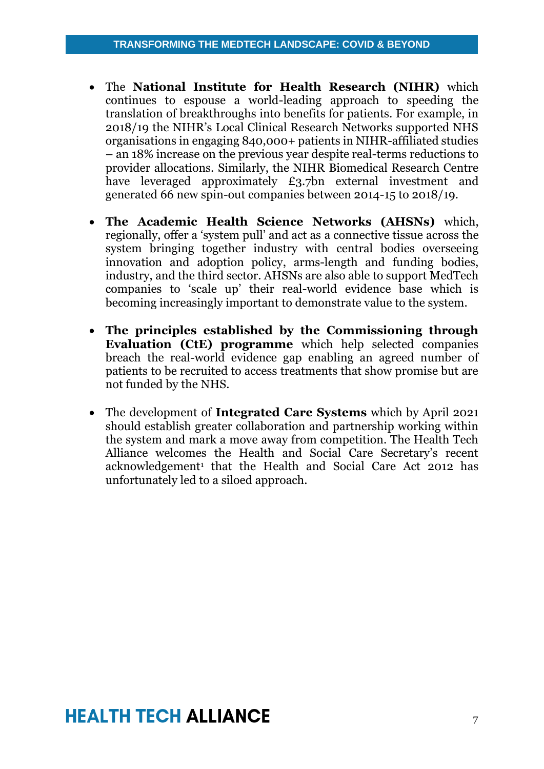- The **National Institute for Health Research (NIHR)** which continues to espouse a world-leading approach to speeding the translation of breakthroughs into benefits for patients. For example, in 2018/19 the NIHR's Local Clinical Research Networks supported NHS organisations in engaging 840,000+ patients in NIHR-affiliated studies – an 18% increase on the previous year despite real-terms reductions to provider allocations. Similarly, the NIHR Biomedical Research Centre have leveraged approximately £3.7bn external investment and generated 66 new spin-out companies between 2014-15 to 2018/19.

- **The Academic Health Science Networks (AHSNs)** which, regionally, offer a 'system pull' and act as a connective tissue across the system bringing together industry with central bodies overseeing innovation and adoption policy, arms-length and funding bodies, industry, and the third sector. AHSNs are also able to support MedTech companies to 'scale up' their real-world evidence base which is becoming increasingly important to demonstrate value to the system.

- **The principles established by the Commissioning through Evaluation (CtE) programme** which help selected companies breach the real-world evidence gap enabling an agreed number of patients to be recruited to access treatments that show promise but are not funded by the NHS.

- The development of **Integrated Care Systems** which by April 2021 should establish greater collaboration and partnership working within the system and mark a move away from competition. The Health Tech Alliance welcomes the Health and Social Care Secretary's recent acknowledgement[1] that the Health and Social Care Act 2012 has unfortunately led to a siloed approach.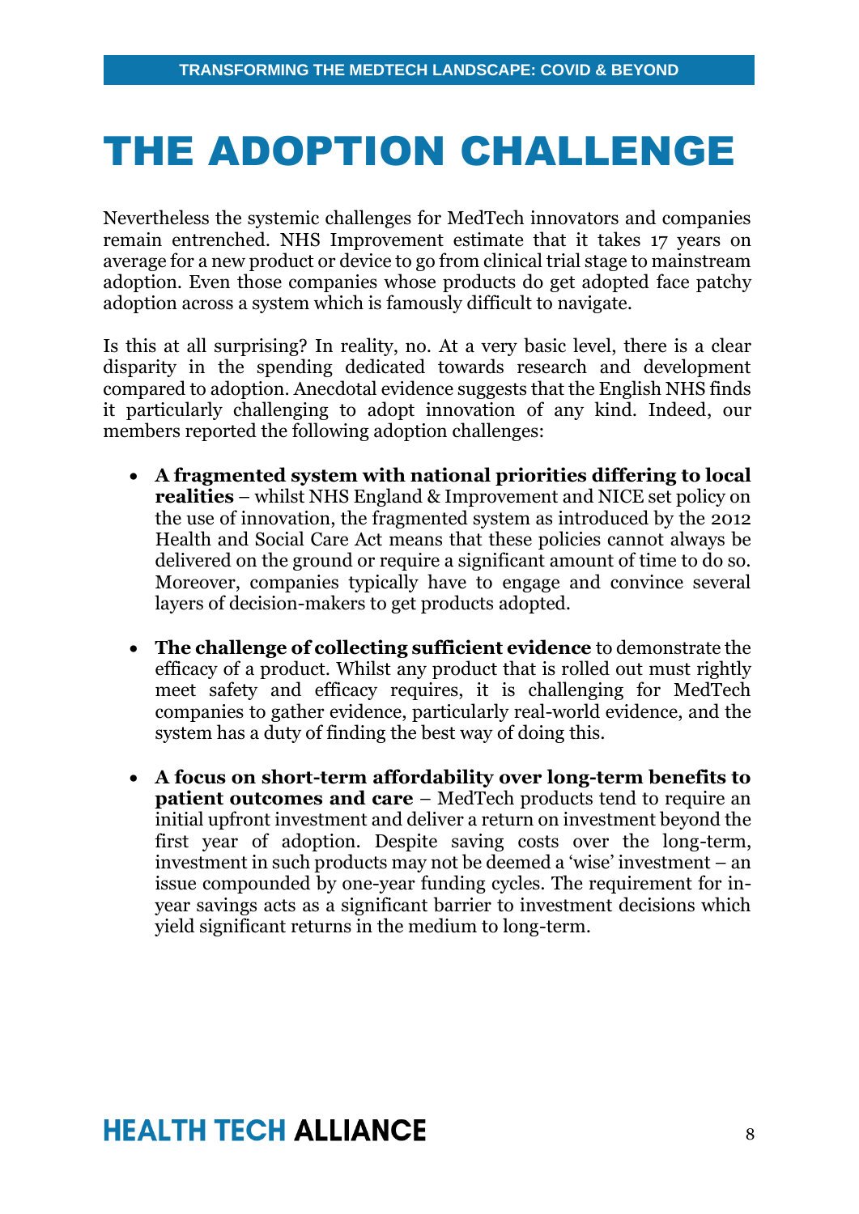# THE ADOPTION CHALLENGE

Nevertheless the systemic challenges for MedTech innovators and companies remain entrenched. NHS Improvement estimate that it takes 17 years on average for a new product or device to go from clinical trial stage to mainstream adoption. Even those companies whose products do get adopted face patchy adoption across a system which is famously difficult to navigate.

Is this at all surprising? In reality, no. At a very basic level, there is a clear disparity in the spending dedicated towards research and development compared to adoption. Anecdotal evidence suggests that the English NHS finds it particularly challenging to adopt innovation of any kind. Indeed, our members reported the following adoption challenges:

- **A fragmented system with national priorities differing to local realities** – whilst NHS England & Improvement and NICE set policy on the use of innovation, the fragmented system as introduced by the 2012 Health and Social Care Act means that these policies cannot always be delivered on the ground or require a significant amount of time to do so. Moreover, companies typically have to engage and convince several layers of decision-makers to get products adopted.

- **The challenge of collecting sufficient evidence** to demonstrate the efficacy of a product. Whilst any product that is rolled out must rightly meet safety and efficacy requires, it is challenging for MedTech companies to gather evidence, particularly real-world evidence, and the system has a duty of finding the best way of doing this.

- **A focus on short-term affordability over long-term benefits to patient outcomes and care** – MedTech products tend to require an initial upfront investment and deliver a return on investment beyond the first year of adoption. Despite saving costs over the long-term, investment in such products may not be deemed a 'wise' investment – an issue compounded by one-year funding cycles. The requirement for in-year savings acts as a significant barrier to investment decisions which yield significant returns in the medium to long-term.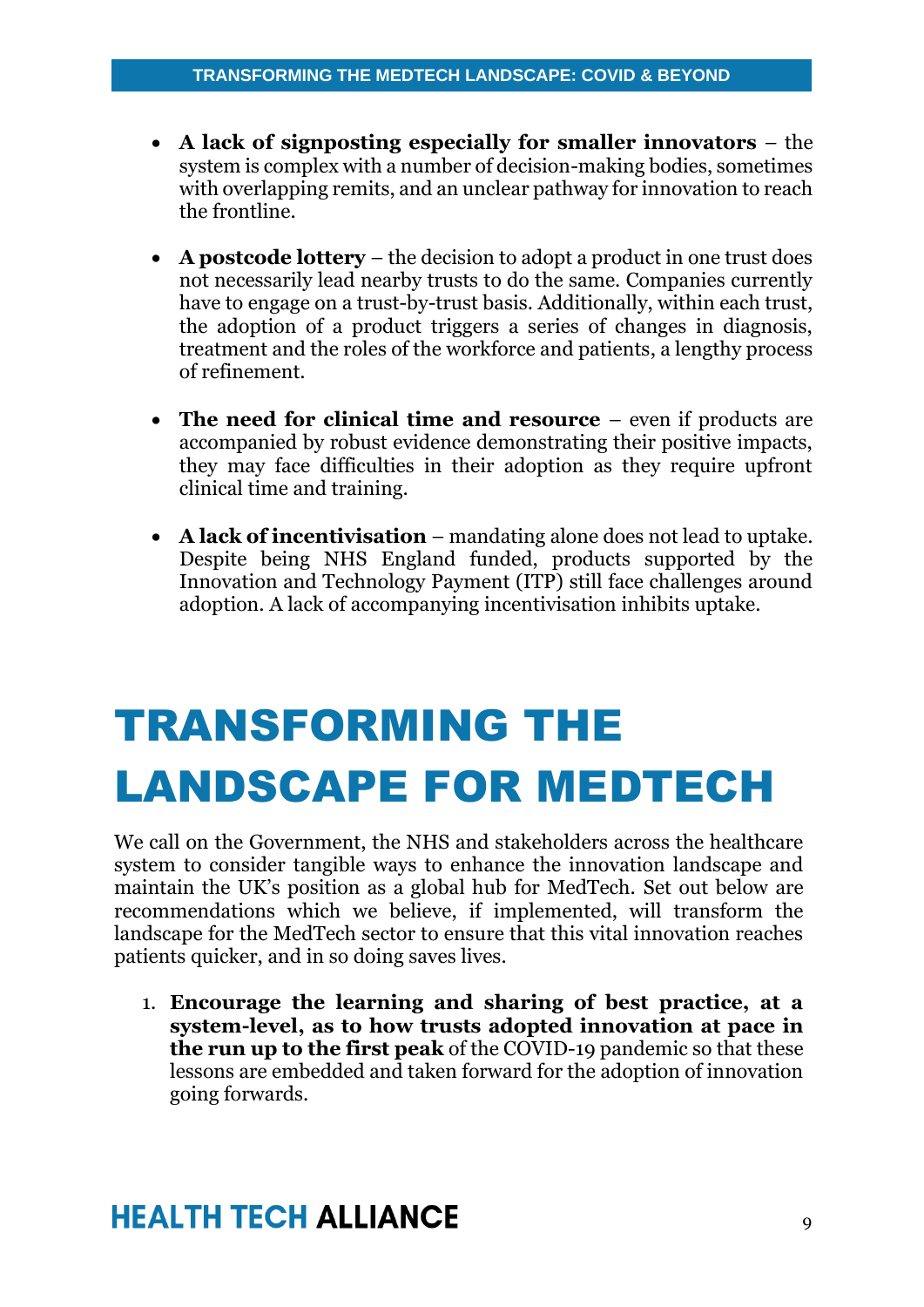- **A lack of signposting especially for smaller innovators** – the system is complex with a number of decision-making bodies, sometimes with overlapping remits, and an unclear pathway for innovation to reach the frontline.

- **A postcode lottery** – the decision to adopt a product in one trust does not necessarily lead nearby trusts to do the same. Companies currently have to engage on a trust-by-trust basis. Additionally, within each trust, the adoption of a product triggers a series of changes in diagnosis, treatment and the roles of the workforce and patients, a lengthy process of refinement.

- **The need for clinical time and resource** – even if products are accompanied by robust evidence demonstrating their positive impacts, they may face difficulties in their adoption as they require upfront clinical time and training.

- **A lack of incentivisation** – mandating alone does not lead to uptake. Despite being NHS England funded, products supported by the Innovation and Technology Payment (ITP) still face challenges around adoption. A lack of accompanying incentivisation inhibits uptake.

# TRANSFORMING THE LANDSCAPE FOR MEDTECH

We call on the Government, the NHS and stakeholders across the healthcare system to consider tangible ways to enhance the innovation landscape and maintain the UK's position as a global hub for MedTech. Set out below are recommendations which we believe, if implemented, will transform the landscape for the MedTech sector to ensure that this vital innovation reaches patients quicker, and in so doing saves lives.

1. **Encourage the learning and sharing of best practice, at a system-level, as to how trusts adopted innovation at pace in the run up to the first peak** of the COVID-19 pandemic so that these lessons are embedded and taken forward for the adoption of innovation going forwards.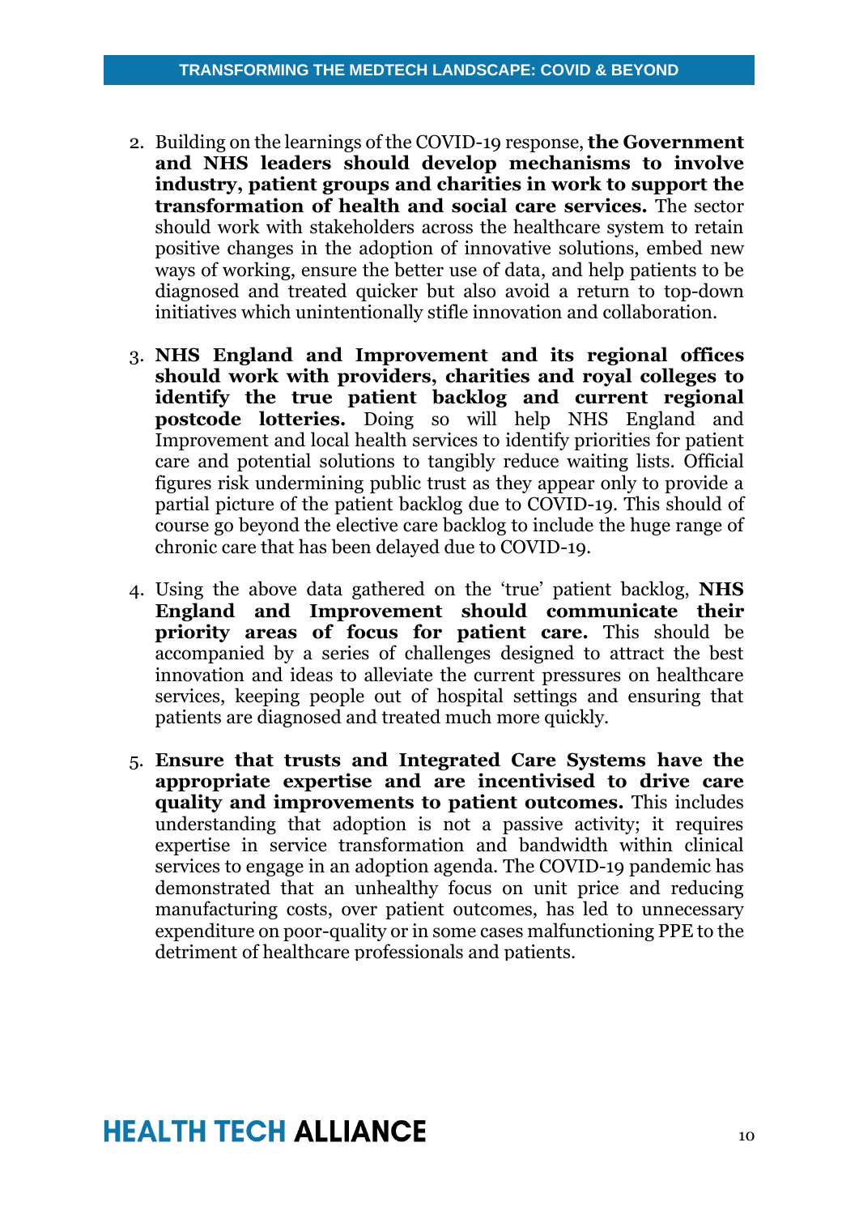2. Building on the learnings of the COVID-19 response, **the Government and NHS leaders should develop mechanisms to involve industry, patient groups and charities in work to support the transformation of health and social care services.** The sector should work with stakeholders across the healthcare system to retain positive changes in the adoption of innovative solutions, embed new ways of working, ensure the better use of data, and help patients to be diagnosed and treated quicker but also avoid a return to top-down initiatives which unintentionally stifle innovation and collaboration.

3. **NHS England and Improvement and its regional offices should work with providers, charities and royal colleges to identify the true patient backlog and current regional postcode lotteries.** Doing so will help NHS England and Improvement and local health services to identify priorities for patient care and potential solutions to tangibly reduce waiting lists. Official figures risk undermining public trust as they appear only to provide a partial picture of the patient backlog due to COVID-19. This should of course go beyond the elective care backlog to include the huge range of chronic care that has been delayed due to COVID-19.

4. Using the above data gathered on the 'true' patient backlog, **NHS England and Improvement should communicate their priority areas of focus for patient care.** This should be accompanied by a series of challenges designed to attract the best innovation and ideas to alleviate the current pressures on healthcare services, keeping people out of hospital settings and ensuring that patients are diagnosed and treated much more quickly.

5. **Ensure that trusts and Integrated Care Systems have the appropriate expertise and are incentivised to drive care quality and improvements to patient outcomes.** This includes understanding that adoption is not a passive activity; it requires expertise in service transformation and bandwidth within clinical services to engage in an adoption agenda. The COVID-19 pandemic has demonstrated that an unhealthy focus on unit price and reducing manufacturing costs, over patient outcomes, has led to unnecessary expenditure on poor-quality or in some cases malfunctioning PPE to the detriment of healthcare professionals and patients.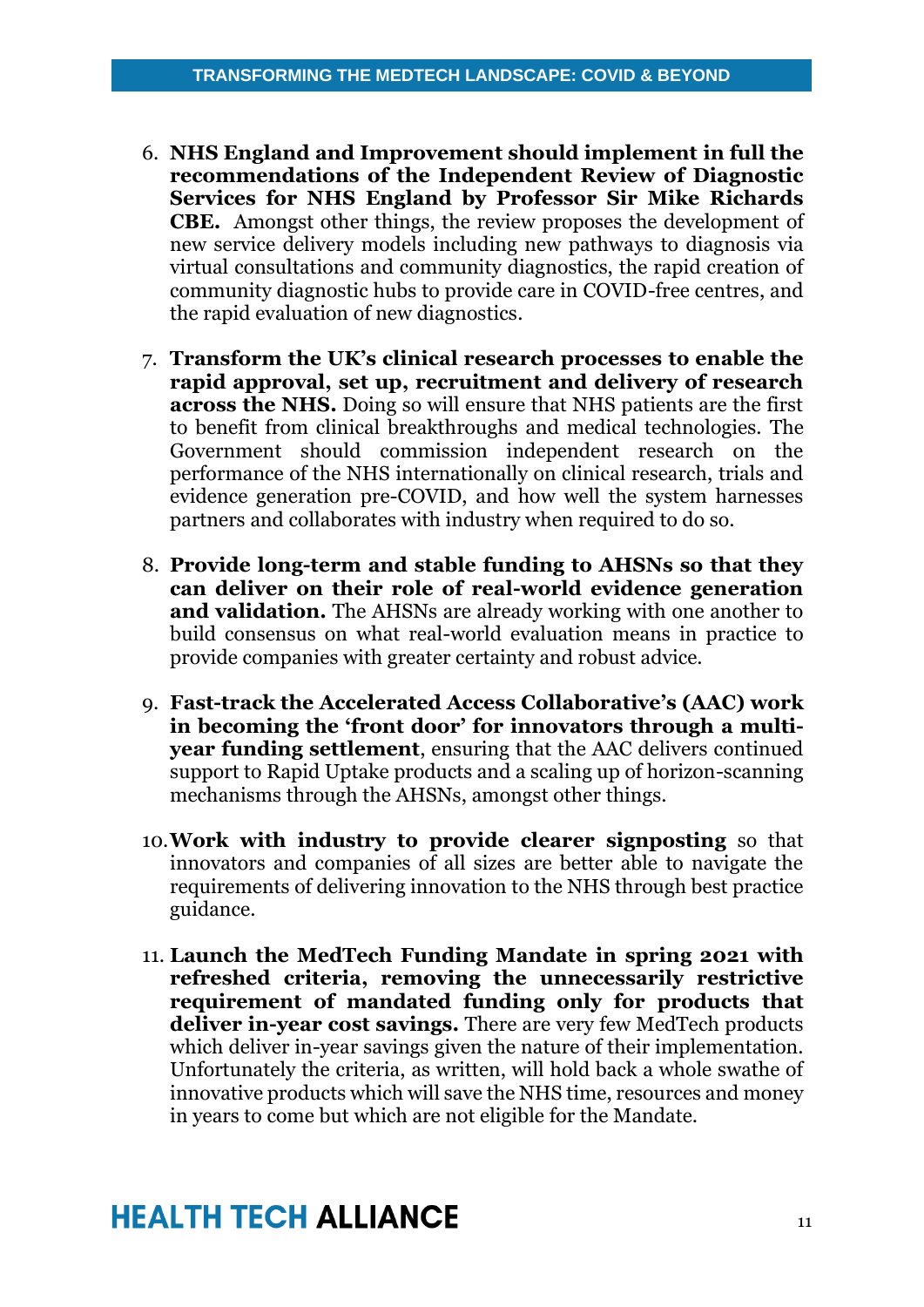6. **NHS England and Improvement should implement in full the recommendations of the Independent Review of Diagnostic Services for NHS England by Professor Sir Mike Richards CBE.** Amongst other things, the review proposes the development of new service delivery models including new pathways to diagnosis via virtual consultations and community diagnostics, the rapid creation of community diagnostic hubs to provide care in COVID-free centres, and the rapid evaluation of new diagnostics.

7. **Transform the UK's clinical research processes to enable the rapid approval, set up, recruitment and delivery of research across the NHS.** Doing so will ensure that NHS patients are the first to benefit from clinical breakthroughs and medical technologies. The Government should commission independent research on the performance of the NHS internationally on clinical research, trials and evidence generation pre-COVID, and how well the system harnesses partners and collaborates with industry when required to do so.

8. **Provide long-term and stable funding to AHSNs so that they can deliver on their role of real-world evidence generation and validation.** The AHSNs are already working with one another to build consensus on what real-world evaluation means in practice to provide companies with greater certainty and robust advice.

9. **Fast-track the Accelerated Access Collaborative's (AAC) work in becoming the 'front door' for innovators through a multi-year funding settlement**, ensuring that the AAC delivers continued support to Rapid Uptake products and a scaling up of horizon-scanning mechanisms through the AHSNs, amongst other things.

10. **Work with industry to provide clearer signposting** so that innovators and companies of all sizes are better able to navigate the requirements of delivering innovation to the NHS through best practice guidance.

11. **Launch the MedTech Funding Mandate in spring 2021 with refreshed criteria, removing the unnecessarily restrictive requirement of mandated funding only for products that deliver in-year cost savings.** There are very few MedTech products which deliver in-year savings given the nature of their implementation. Unfortunately the criteria, as written, will hold back a whole swathe of innovative products which will save the NHS time, resources and money in years to come but which are not eligible for the Mandate.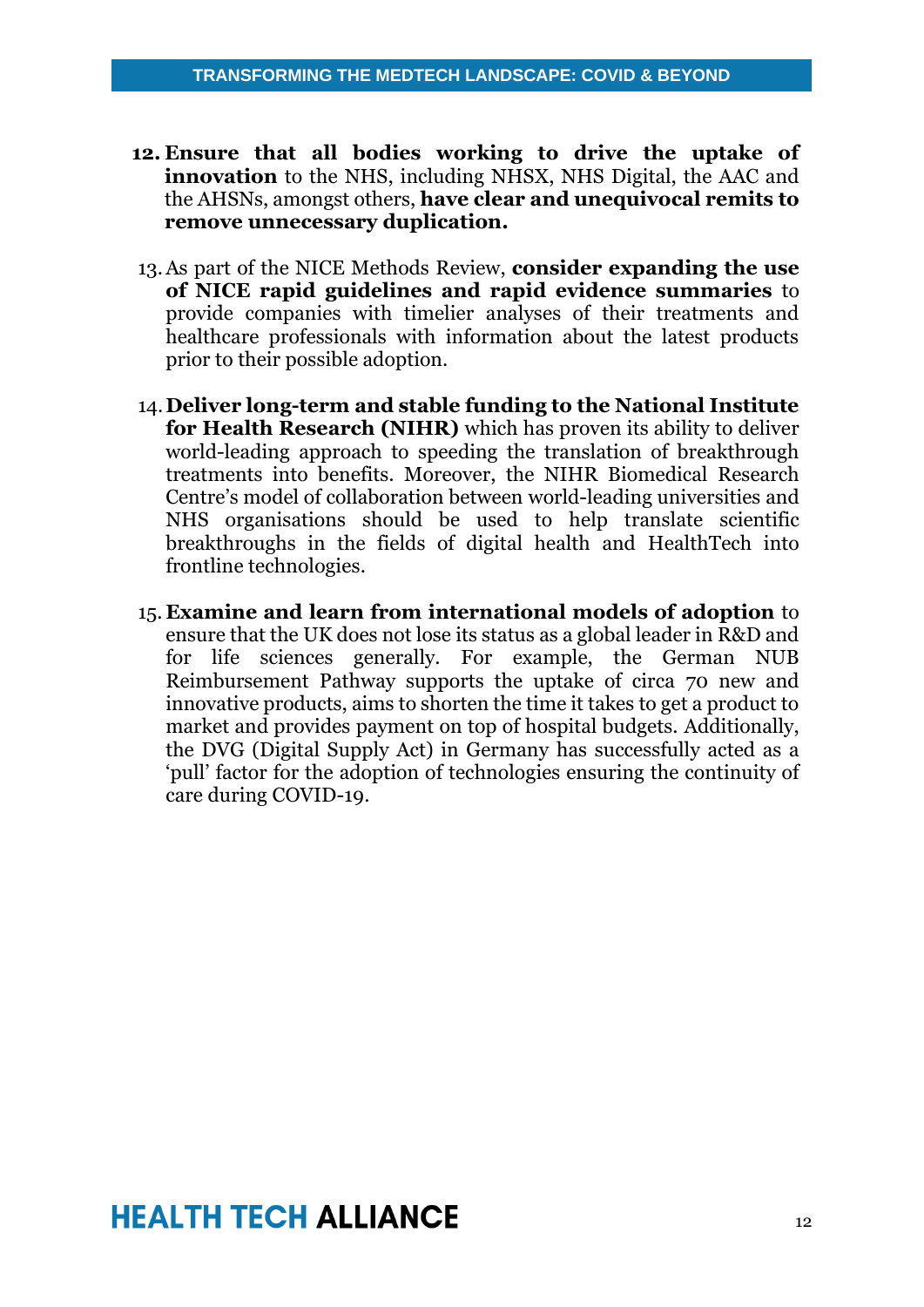12. **Ensure that all bodies working to drive the uptake of innovation** to the NHS, including NHSX, NHS Digital, the AAC and the AHSNs, amongst others, **have clear and unequivocal remits to remove unnecessary duplication.**

13. As part of the NICE Methods Review, **consider expanding the use of NICE rapid guidelines and rapid evidence summaries** to provide companies with timelier analyses of their treatments and healthcare professionals with information about the latest products prior to their possible adoption.

14. **Deliver long-term and stable funding to the National Institute for Health Research (NIHR)** which has proven its ability to deliver world-leading approach to speeding the translation of breakthrough treatments into benefits. Moreover, the NIHR Biomedical Research Centre's model of collaboration between world-leading universities and NHS organisations should be used to help translate scientific breakthroughs in the fields of digital health and HealthTech into frontline technologies.

15. **Examine and learn from international models of adoption** to ensure that the UK does not lose its status as a global leader in R&D and for life sciences generally. For example, the German NUB Reimbursement Pathway supports the uptake of circa 70 new and innovative products, aims to shorten the time it takes to get a product to market and provides payment on top of hospital budgets. Additionally, the DVG (Digital Supply Act) in Germany has successfully acted as a 'pull' factor for the adoption of technologies ensuring the continuity of care during COVID-19.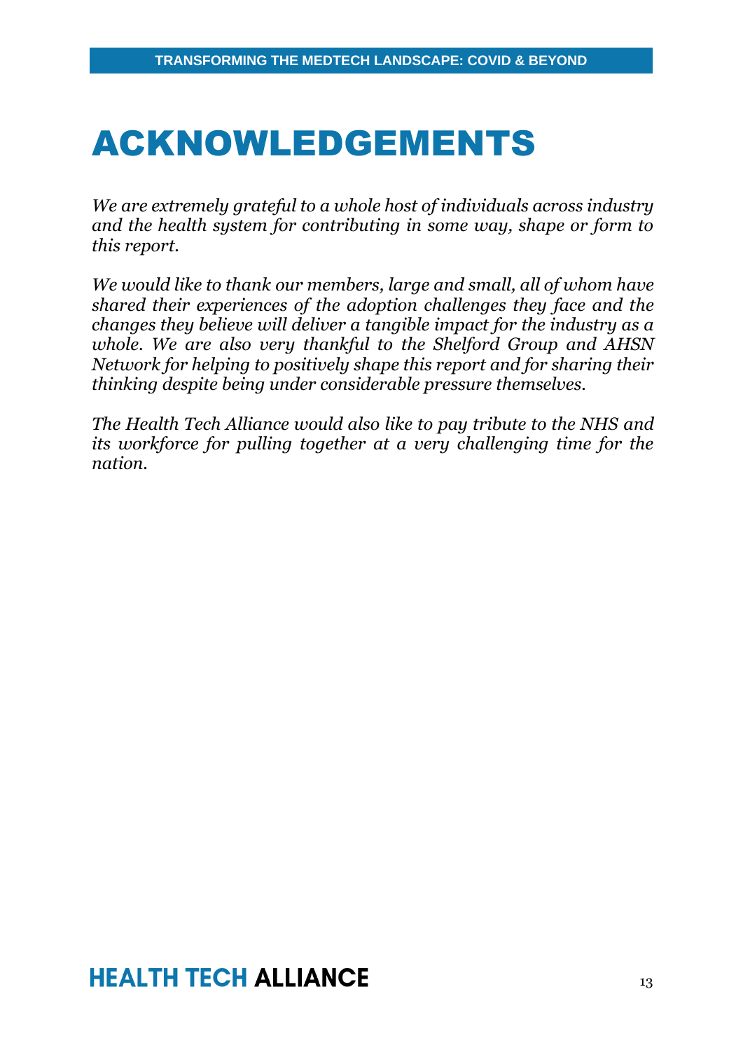# ACKNOWLEDGEMENTS

*We are extremely grateful to a whole host of individuals across industry and the health system for contributing in some way, shape or form to this report.*

*We would like to thank our members, large and small, all of whom have shared their experiences of the adoption challenges they face and the changes they believe will deliver a tangible impact for the industry as a whole. We are also very thankful to the Shelford Group and AHSN Network for helping to positively shape this report and for sharing their thinking despite being under considerable pressure themselves.*

*The Health Tech Alliance would also like to pay tribute to the NHS and its workforce for pulling together at a very challenging time for the nation.*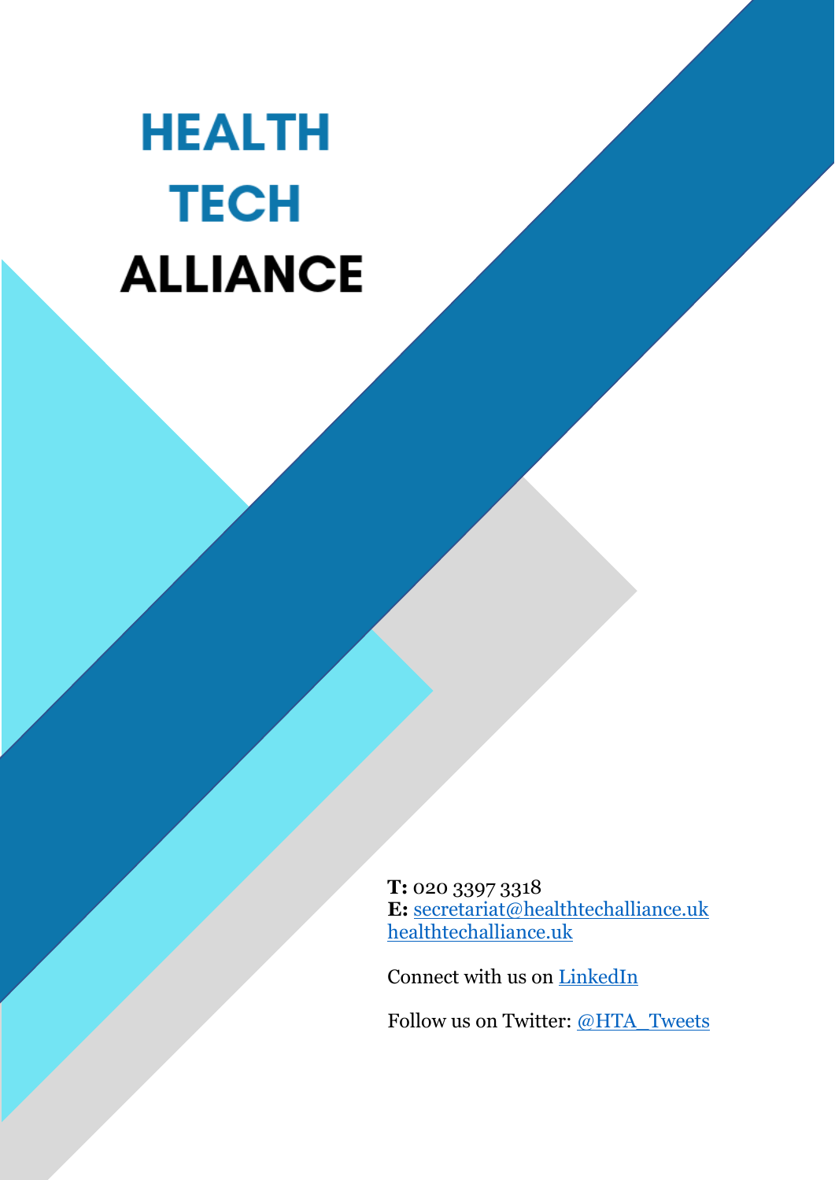# HEALTH TECH ALLIANCE

**T:** 020 3397 3318
**E:** secretariat@healthtechalliance.uk
healthtechalliance.uk

Connect with us on LinkedIn

Follow us on Twitter: @HTA_Tweets